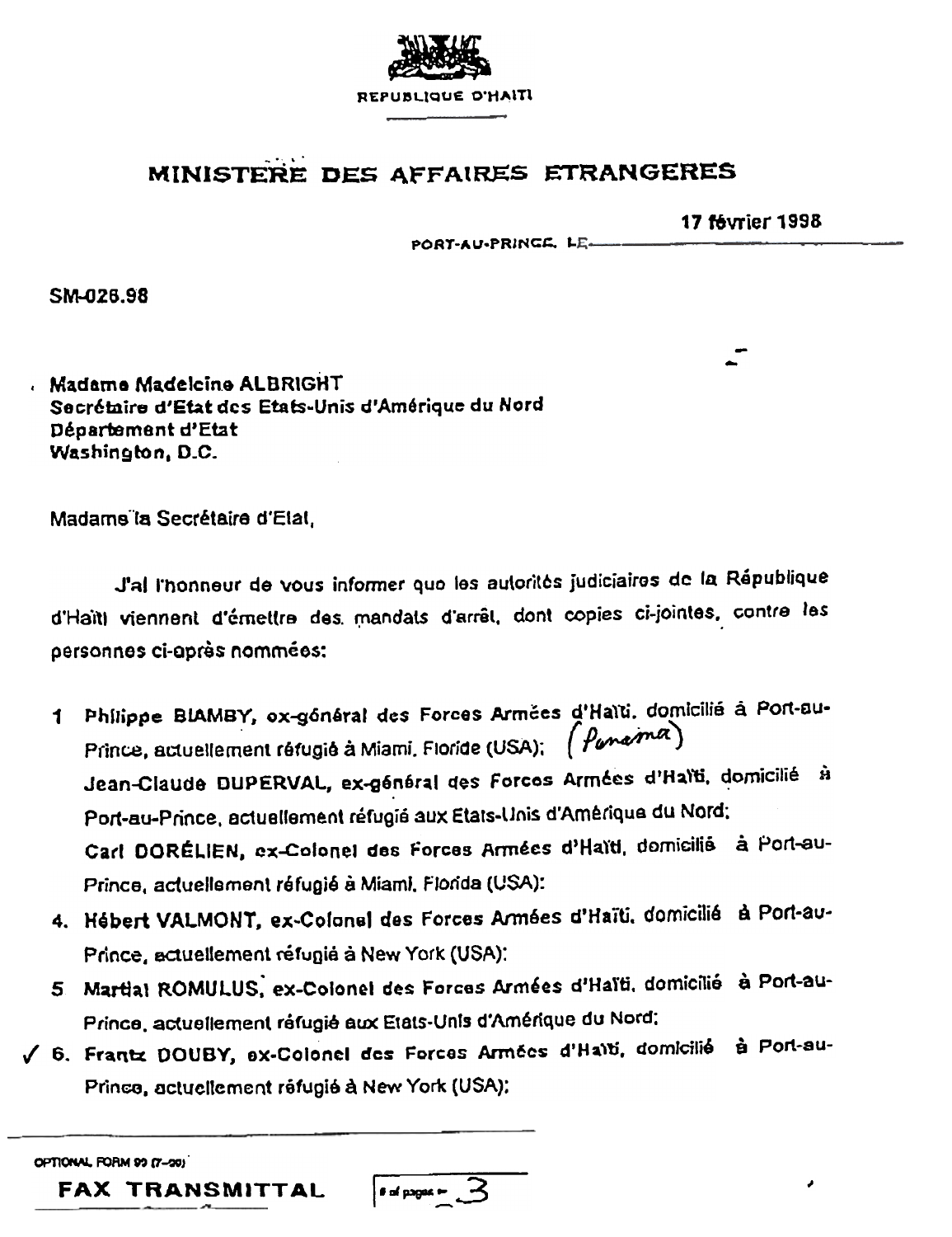REPUBLIQUE D'HAITI

# MINISTERE DES AFFAIRES ETRANGERES

17 février 1998

PORT-AU-PRINCE, LE

SM-026.98

Madame Madeleine ALBRIGHT
Secrétaire d'Etat des Etats-Unis d'Amérique du Nord
Département d'Etat
Washington, D.C.

Madame la Secrétaire d'Etat,

J'ai l'honneur de vous informer que les autorités judiciaires de la République d'Haïti viennent d'émettre des mandats d'arrêt, dont copies ci-jointes, contre les personnes ci-après nommées:

1. Philippe BIAMBY, ex-général des Forces Armées d'Haïti, domicilié à Port-au-Prince, actuellement réfugié à Miami, Floride (USA); (Panama)

   Jean-Claude DUPERVAL, ex-général des Forces Armées d'Haïti, domicilié à Port-au-Prince, actuellement réfugié aux Etats-Unis d'Amérique du Nord;

   Carl DORÉLIEN, ex-Colonel des Forces Armées d'Haïti, domicilié à Port-au-Prince, actuellement réfugié à Miami, Florida (USA);

4. Hébert VALMONT, ex-Colonel des Forces Armées d'Haïti, domicilié à Port-au-Prince, actuellement réfugié à New York (USA);
5. Martial ROMULUS, ex-Colonel des Forces Armées d'Haïti, domicilié à Port-au-Prince, actuellement réfugié aux Etats-Unis d'Amérique du Nord;
6. ✓ Frantz DOUBY, ex-Colonel des Forces Armées d'Haïti, domicilié à Port-au-Prince, actuellement réfugié à New York (USA);

OPTIONAL FORM 99 (7-90)

FAX TRANSMITTAL | # of pages ▸ 3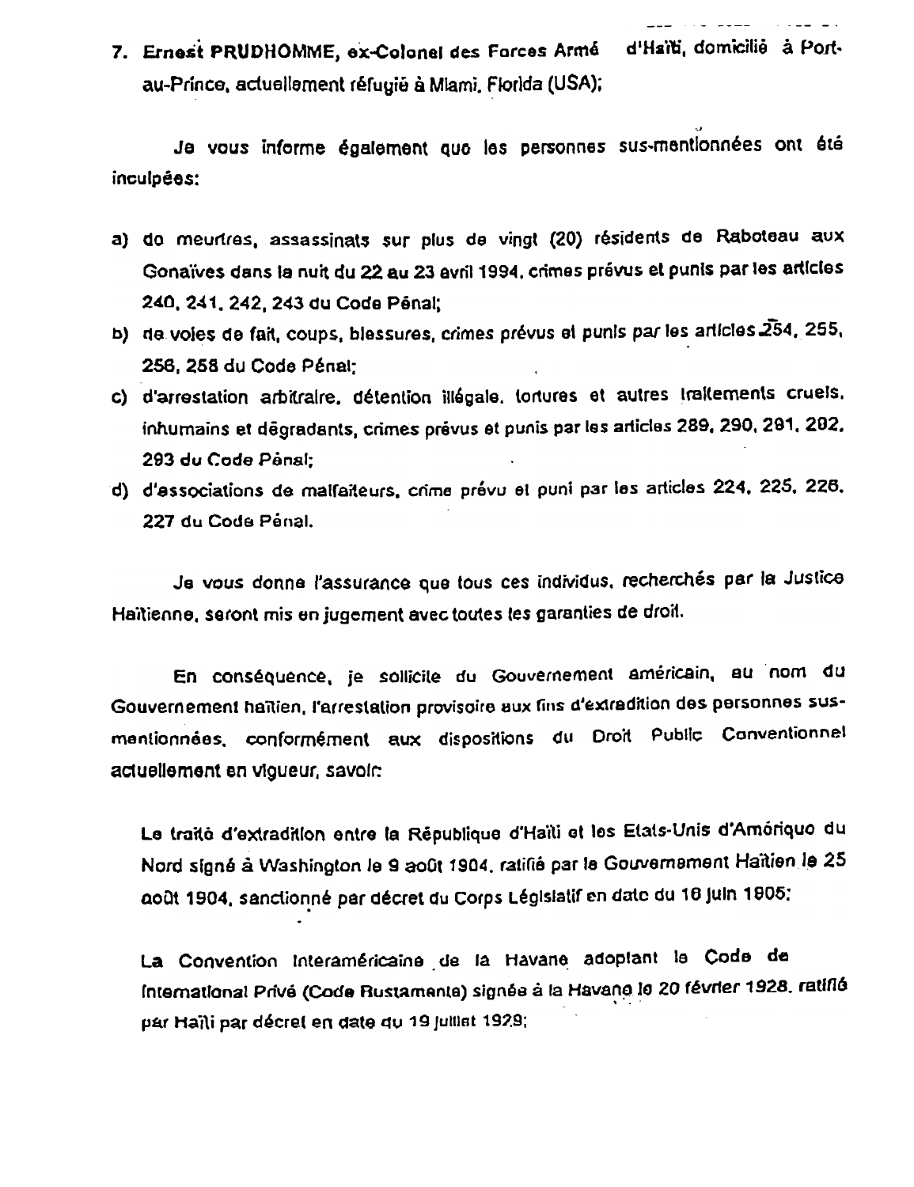7. **Ernest PRUDHOMME**, ex-Colonel des Forces Armé d'Haïti, domicilié à Port-au-Prince, actuellement réfugié à Miami, Florida (USA);

Je vous informe également que les personnes sus-mentionnées ont été inculpées:

a) de meurtres, assassinats sur plus de vingt (20) résidents de Raboteau aux Gonaïves dans la nuit du 22 au 23 avril 1994, crimes prévus et punis par les articles 240, 241, 242, 243 du Code Pénal;

b) de voies de fait, coups, blessures, crimes prévus et punis par les articles 254, 255, 256, 258 du Code Pénal;

c) d'arrestation arbitraire, détention illégale, tortures et autres traitements cruels, inhumains et dégradants, crimes prévus et punis par les articles 289, 290, 291, 292, 293 du Code Pénal;

d) d'associations de malfaiteurs, crime prévu et puni par les articles 224, 225, 226, 227 du Code Pénal.

Je vous donne l'assurance que tous ces individus, recherchés par la Justice Haïtienne, seront mis en jugement avec toutes les garanties de droit.

En conséquence, je sollicite du Gouvernement américain, au nom du Gouvernement haïtien, l'arrestation provisoire aux fins d'extradition des personnes sus-mentionnées, conformément aux dispositions du Droit Public Conventionnel actuellement en vigueur, savoir:

Le traité d'extradition entre la République d'Haïti et les Etats-Unis d'Amérique du Nord signé à Washington le 9 août 1904, ratifié par le Gouvernement Haïtien le 25 août 1904, sanctionné par décret du Corps Législatif en date du 16 juin 1905;

La Convention Interaméricaine de la Havane adoptant le Code de International Privé (Code Bustamante) signée à la Havane le 20 février 1928, ratifié par Haïti par décret en date du 19 juillet 1929;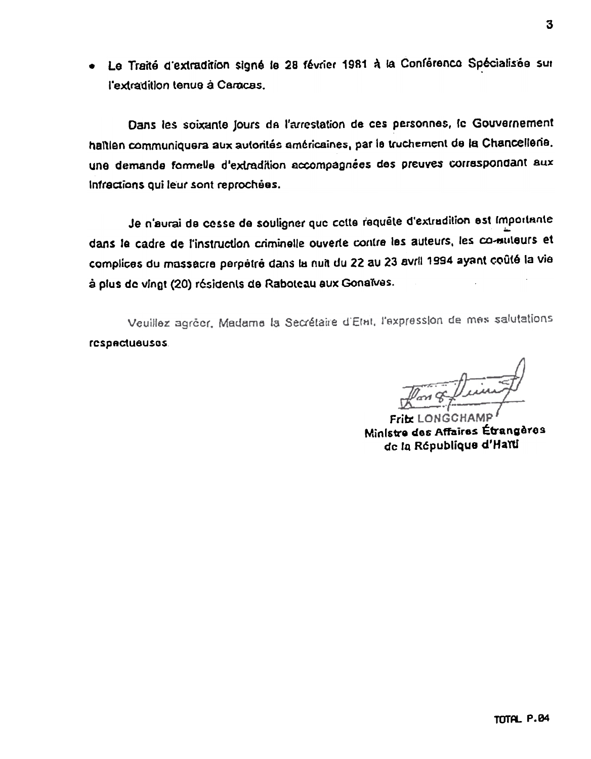- Le Traité d'extradition signé le 28 février 1981 à la Conférence Spécialisée sur l'extradition tenue à Caracas.

Dans les soixante jours de l'arrestation de ces personnes, le Gouvernement haïtien communiquera aux autorités américaines, par le truchement de la Chancellerie, une demande formelle d'extradition accompagnées des preuves correspondant aux infractions qui leur sont reprochées.

Je n'aurai de cesse de souligner que cette requête d'extradition est importante dans le cadre de l'instruction criminelle ouverte contre les auteurs, les co-auteurs et complices du massacre perpétré dans la nuit du 22 au 23 avril 1994 ayant coûté la vie à plus de vingt (20) résidents de Raboteau aux Gonaïves.

Veuillez agréer, Madame la Secrétaire d'Etat, l'expression de mes salutations respectueuses.

Fritz LONGCHAMP
Ministre des Affaires Étrangères
de la République d'Haïti

TOTAL P.04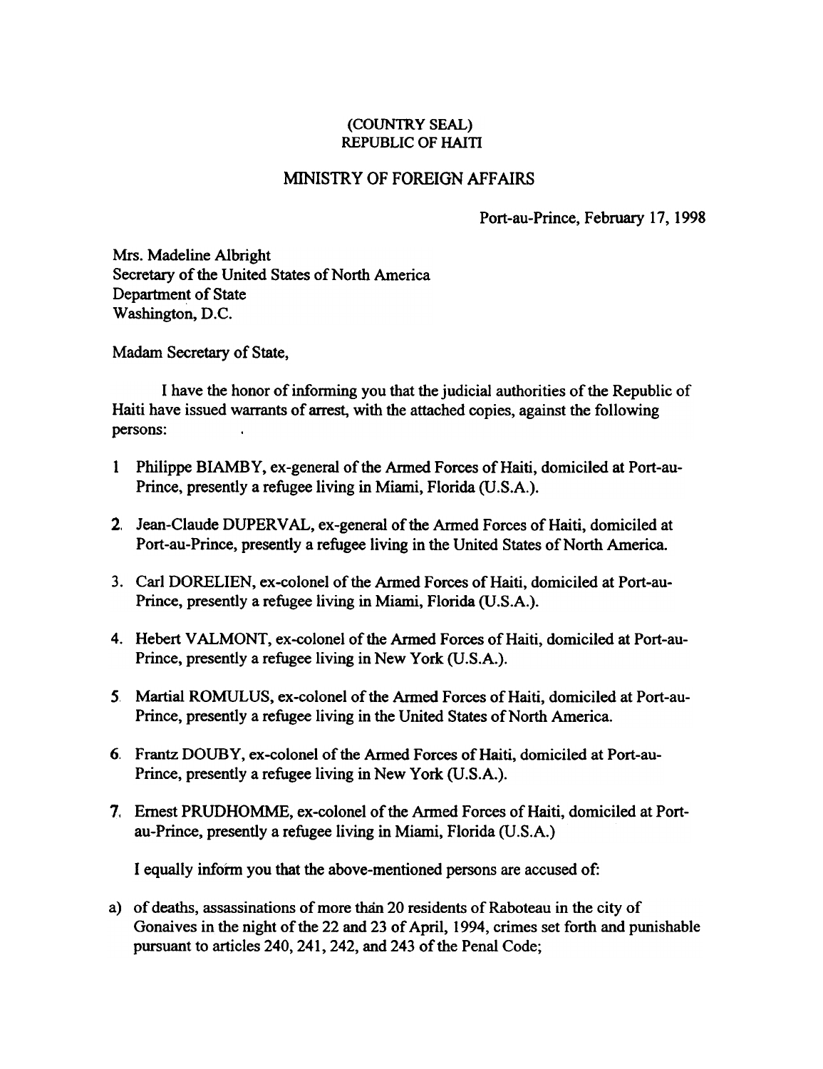(COUNTRY SEAL)
REPUBLIC OF HAITI

MINISTRY OF FOREIGN AFFAIRS

Port-au-Prince, February 17, 1998

Mrs. Madeline Albright
Secretary of the United States of North America
Department of State
Washington, D.C.

Madam Secretary of State,

I have the honor of informing you that the judicial authorities of the Republic of Haiti have issued warrants of arrest, with the attached copies, against the following persons:

1. Philippe BIAMBY, ex-general of the Armed Forces of Haiti, domiciled at Port-au-Prince, presently a refugee living in Miami, Florida (U.S.A.).

2. Jean-Claude DUPERVAL, ex-general of the Armed Forces of Haiti, domiciled at Port-au-Prince, presently a refugee living in the United States of North America.

3. Carl DORELIEN, ex-colonel of the Armed Forces of Haiti, domiciled at Port-au-Prince, presently a refugee living in Miami, Florida (U.S.A.).

4. Hebert VALMONT, ex-colonel of the Armed Forces of Haiti, domiciled at Port-au-Prince, presently a refugee living in New York (U.S.A.).

5. Martial ROMULUS, ex-colonel of the Armed Forces of Haiti, domiciled at Port-au-Prince, presently a refugee living in the United States of North America.

6. Frantz DOUBY, ex-colonel of the Armed Forces of Haiti, domiciled at Port-au-Prince, presently a refugee living in New York (U.S.A.).

7. Ernest PRUDHOMME, ex-colonel of the Armed Forces of Haiti, domiciled at Port-au-Prince, presently a refugee living in Miami, Florida (U.S.A.)

I equally inform you that the above-mentioned persons are accused of:

a) of deaths, assassinations of more than 20 residents of Raboteau in the city of Gonaives in the night of the 22 and 23 of April, 1994, crimes set forth and punishable pursuant to articles 240, 241, 242, and 243 of the Penal Code;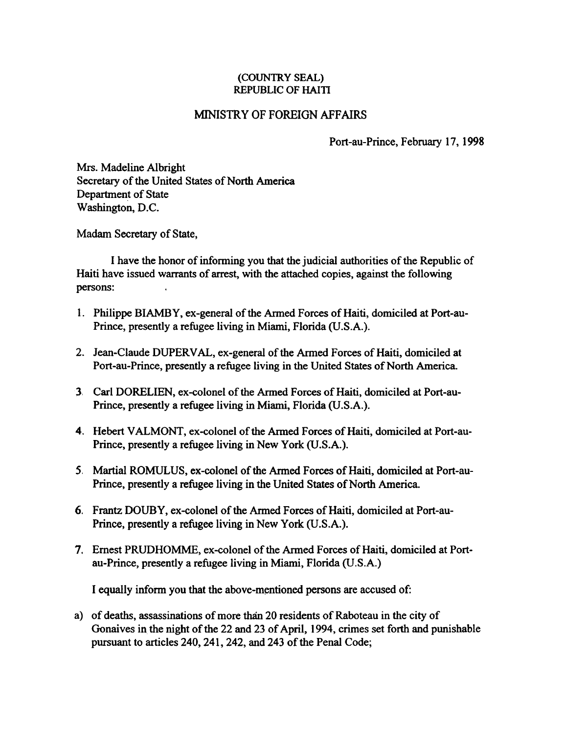(COUNTRY SEAL)
REPUBLIC OF HAITI

MINISTRY OF FOREIGN AFFAIRS

Port-au-Prince, February 17, 1998

Mrs. Madeline Albright
Secretary of the United States of North America
Department of State
Washington, D.C.

Madam Secretary of State,

I have the honor of informing you that the judicial authorities of the Republic of Haiti have issued warrants of arrest, with the attached copies, against the following persons:

1. Philippe BIAMBY, ex-general of the Armed Forces of Haiti, domiciled at Port-au-Prince, presently a refugee living in Miami, Florida (U.S.A.).
2. Jean-Claude DUPERVAL, ex-general of the Armed Forces of Haiti, domiciled at Port-au-Prince, presently a refugee living in the United States of North America.
3. Carl DORELIEN, ex-colonel of the Armed Forces of Haiti, domiciled at Port-au-Prince, presently a refugee living in Miami, Florida (U.S.A.).
4. Hebert VALMONT, ex-colonel of the Armed Forces of Haiti, domiciled at Port-au-Prince, presently a refugee living in New York (U.S.A.).
5. Martial ROMULUS, ex-colonel of the Armed Forces of Haiti, domiciled at Port-au-Prince, presently a refugee living in the United States of North America.
6. Frantz DOUBY, ex-colonel of the Armed Forces of Haiti, domiciled at Port-au-Prince, presently a refugee living in New York (U.S.A.).
7. Ernest PRUDHOMME, ex-colonel of the Armed Forces of Haiti, domiciled at Port-au-Prince, presently a refugee living in Miami, Florida (U.S.A.)

I equally inform you that the above-mentioned persons are accused of:

a) of deaths, assassinations of more than 20 residents of Raboteau in the city of Gonaives in the night of the 22 and 23 of April, 1994, crimes set forth and punishable pursuant to articles 240, 241, 242, and 243 of the Penal Code;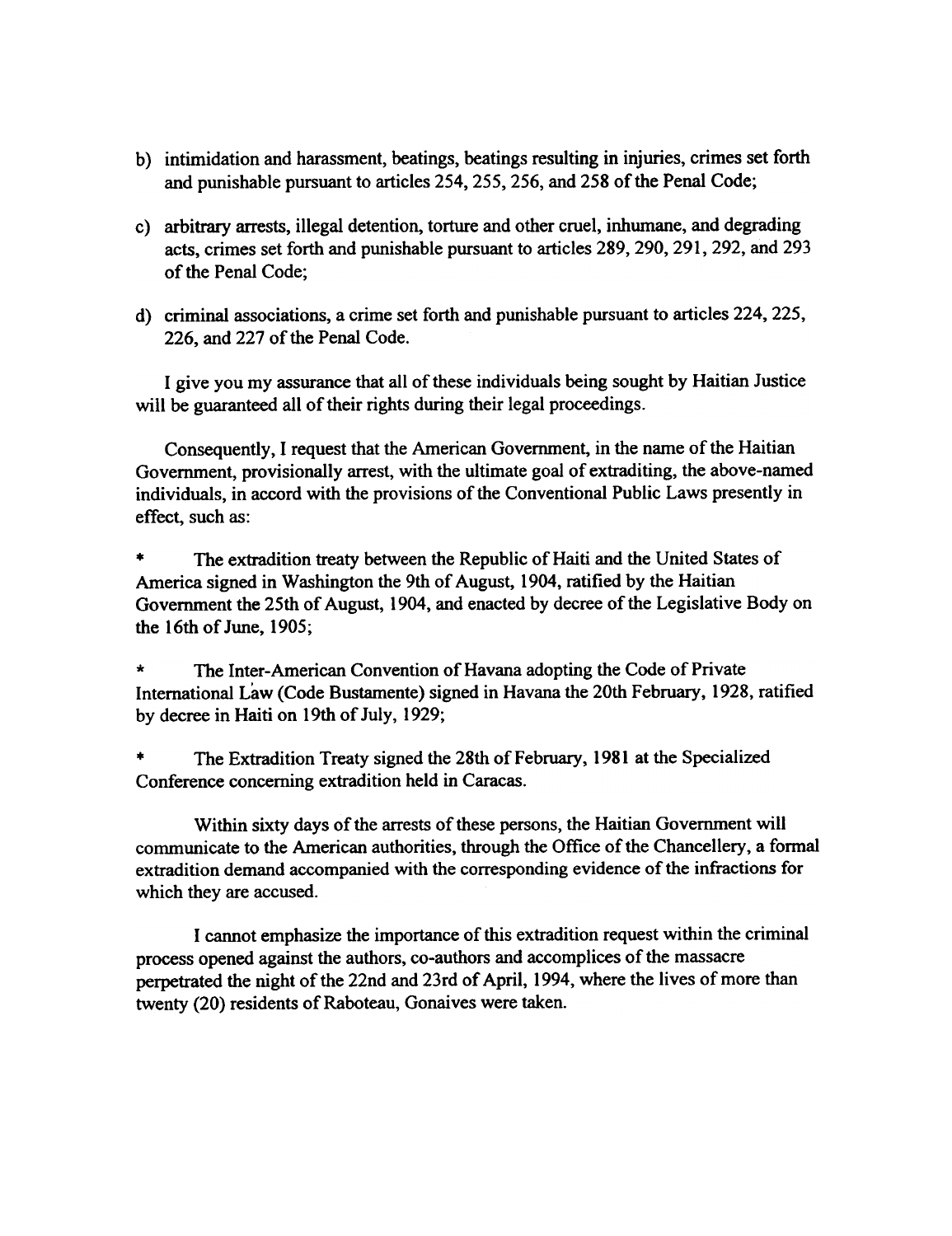b) intimidation and harassment, beatings, beatings resulting in injuries, crimes set forth and punishable pursuant to articles 254, 255, 256, and 258 of the Penal Code;

c) arbitrary arrests, illegal detention, torture and other cruel, inhumane, and degrading acts, crimes set forth and punishable pursuant to articles 289, 290, 291, 292, and 293 of the Penal Code;

d) criminal associations, a crime set forth and punishable pursuant to articles 224, 225, 226, and 227 of the Penal Code.

I give you my assurance that all of these individuals being sought by Haitian Justice will be guaranteed all of their rights during their legal proceedings.

Consequently, I request that the American Government, in the name of the Haitian Government, provisionally arrest, with the ultimate goal of extraditing, the above-named individuals, in accord with the provisions of the Conventional Public Laws presently in effect, such as:

* The extradition treaty between the Republic of Haiti and the United States of America signed in Washington the 9th of August, 1904, ratified by the Haitian Government the 25th of August, 1904, and enacted by decree of the Legislative Body on the 16th of June, 1905;

* The Inter-American Convention of Havana adopting the Code of Private International Law (Code Bustamente) signed in Havana the 20th February, 1928, ratified by decree in Haiti on 19th of July, 1929;

* The Extradition Treaty signed the 28th of February, 1981 at the Specialized Conference concerning extradition held in Caracas.

Within sixty days of the arrests of these persons, the Haitian Government will communicate to the American authorities, through the Office of the Chancellery, a formal extradition demand accompanied with the corresponding evidence of the infractions for which they are accused.

I cannot emphasize the importance of this extradition request within the criminal process opened against the authors, co-authors and accomplices of the massacre perpetrated the night of the 22nd and 23rd of April, 1994, where the lives of more than twenty (20) residents of Raboteau, Gonaives were taken.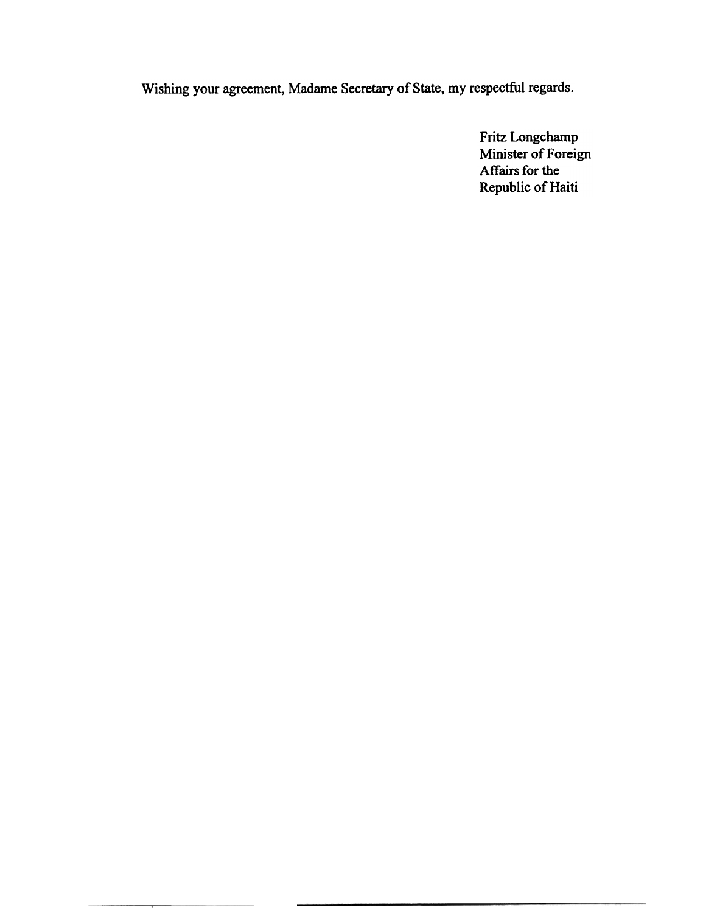Wishing your agreement, Madame Secretary of State, my respectful regards.

Fritz Longchamp
Minister of Foreign
Affairs for the
Republic of Haiti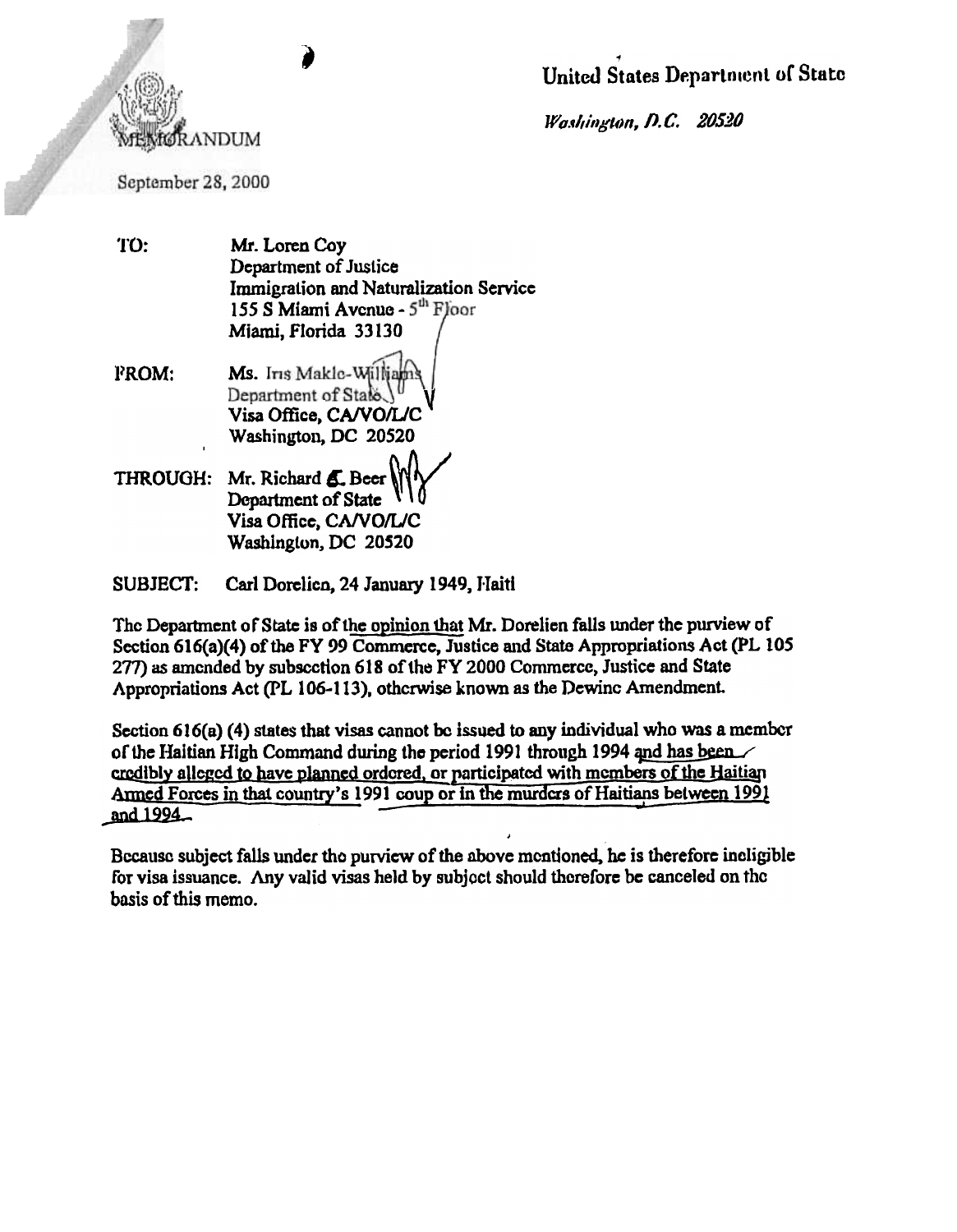MEMORANDUM

September 28, 2000

United States Department of State

*Washington, D.C. 20520*

TO: Mr. Loren Coy
Department of Justice
Immigration and Naturalization Service
155 S Miami Avenue - 5th Floor
Miami, Florida 33130

FROM: Ms. Iris Makle-Williams
Department of State
Visa Office, CA/VO/L/C
Washington, DC 20520

THROUGH: Mr. Richard C. Beer
Department of State
Visa Office, CA/VO/L/C
Washington, DC 20520

SUBJECT: Carl Dorelien, 24 January 1949, Haiti

The Department of State is of the opinion that Mr. Dorelien falls under the purview of Section 616(a)(4) of the FY 99 Commerce, Justice and State Appropriations Act (PL 105 277) as amended by subsection 618 of the FY 2000 Commerce, Justice and State Appropriations Act (PL 106-113), otherwise known as the Dewine Amendment.

Section 616(a) (4) states that visas cannot be issued to any individual who was a member of the Haitian High Command during the period 1991 through 1994 and has been credibly alleged to have planned ordered, or participated with members of the Haitian Armed Forces in that country's 1991 coup or in the murders of Haitians between 1991 and 1994.

Because subject falls under the purview of the above mentioned, he is therefore ineligible for visa issuance. Any valid visas held by subject should therefore be canceled on the basis of this memo.